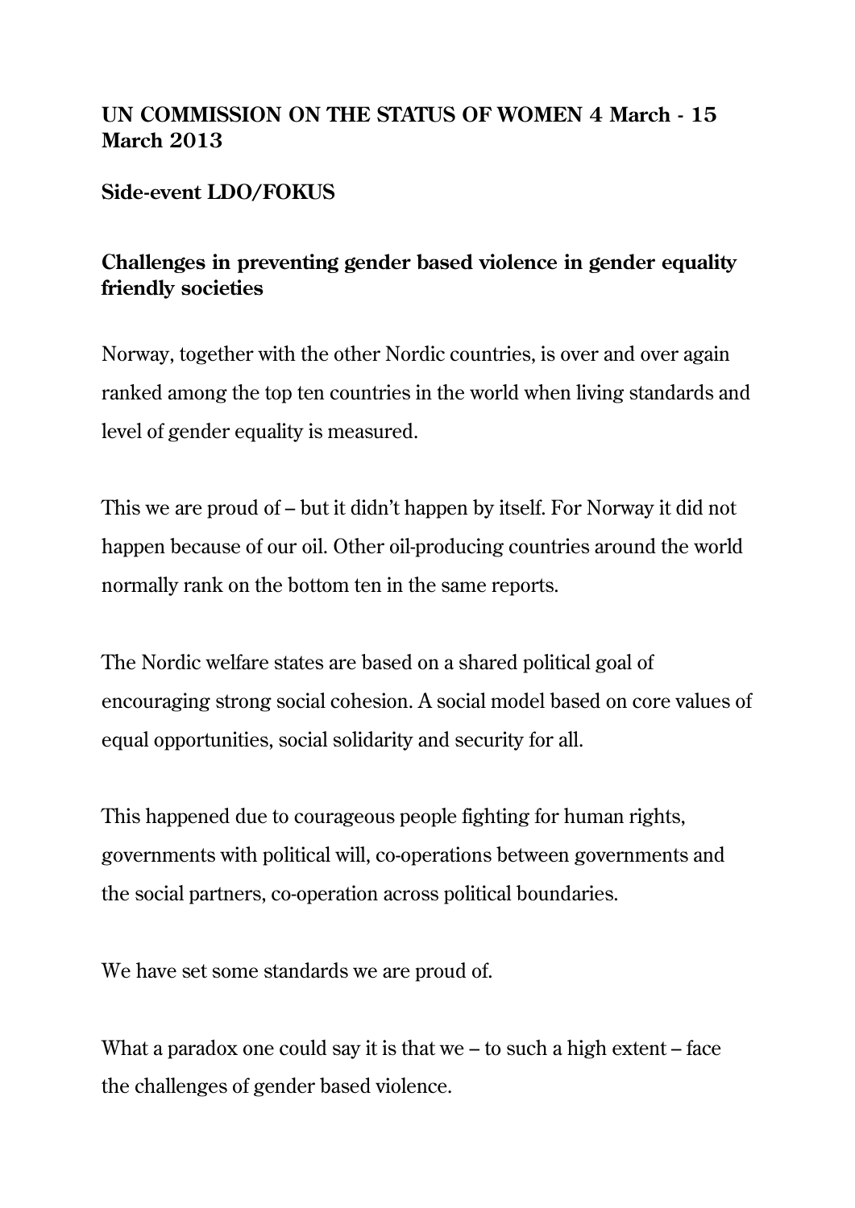**UN COMMISSION ON THE STATUS OF WOMEN 4 March - 15 March 2013**

**Side-event LDO/FOKUS**

**Challenges in preventing gender based violence in gender equality friendly societies**

Norway, together with the other Nordic countries, is over and over again ranked among the top ten countries in the world when living standards and level of gender equality is measured.

This we are proud of – but it didn't happen by itself. For Norway it did not happen because of our oil. Other oil-producing countries around the world normally rank on the bottom ten in the same reports.

The Nordic welfare states are based on a shared political goal of encouraging strong social cohesion. A social model based on core values of equal opportunities, social solidarity and security for all.

This happened due to courageous people fighting for human rights, governments with political will, co-operations between governments and the social partners, co-operation across political boundaries.

We have set some standards we are proud of.

What a paradox one could say it is that we – to such a high extent – face the challenges of gender based violence.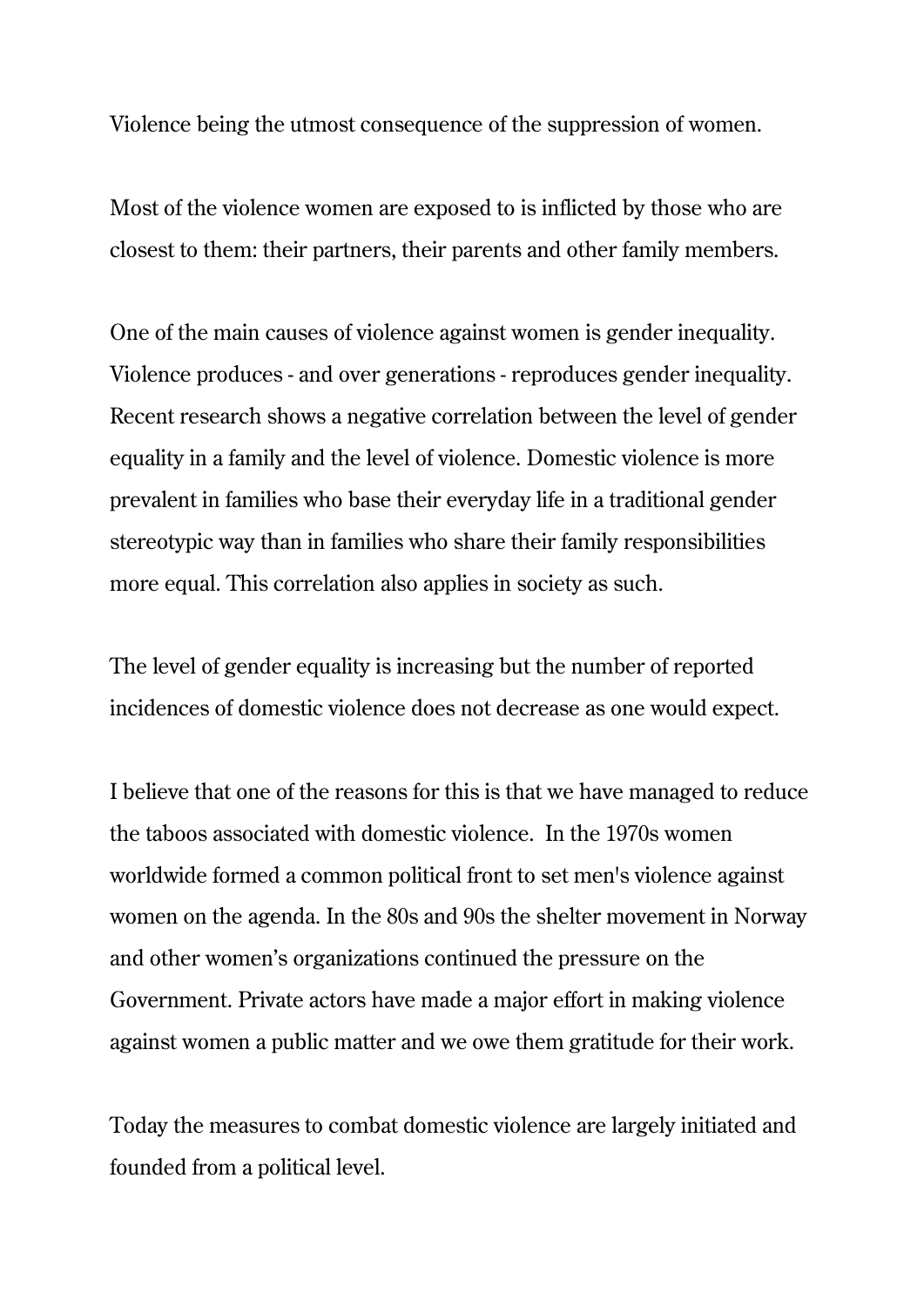Violence being the utmost consequence of the suppression of women.

Most of the violence women are exposed to is inflicted by those who are closest to them: their partners, their parents and other family members.

One of the main causes of violence against women is gender inequality. Violence produces - and over generations - reproduces gender inequality. Recent research shows a negative correlation between the level of gender equality in a family and the level of violence. Domestic violence is more prevalent in families who base their everyday life in a traditional gender stereotypic way than in families who share their family responsibilities more equal. This correlation also applies in society as such.

The level of gender equality is increasing but the number of reported incidences of domestic violence does not decrease as one would expect.

I believe that one of the reasons for this is that we have managed to reduce the taboos associated with domestic violence.  In the 1970s women worldwide formed a common political front to set men's violence against women on the agenda. In the 80s and 90s the shelter movement in Norway and other women's organizations continued the pressure on the Government. Private actors have made a major effort in making violence against women a public matter and we owe them gratitude for their work.

Today the measures to combat domestic violence are largely initiated and founded from a political level.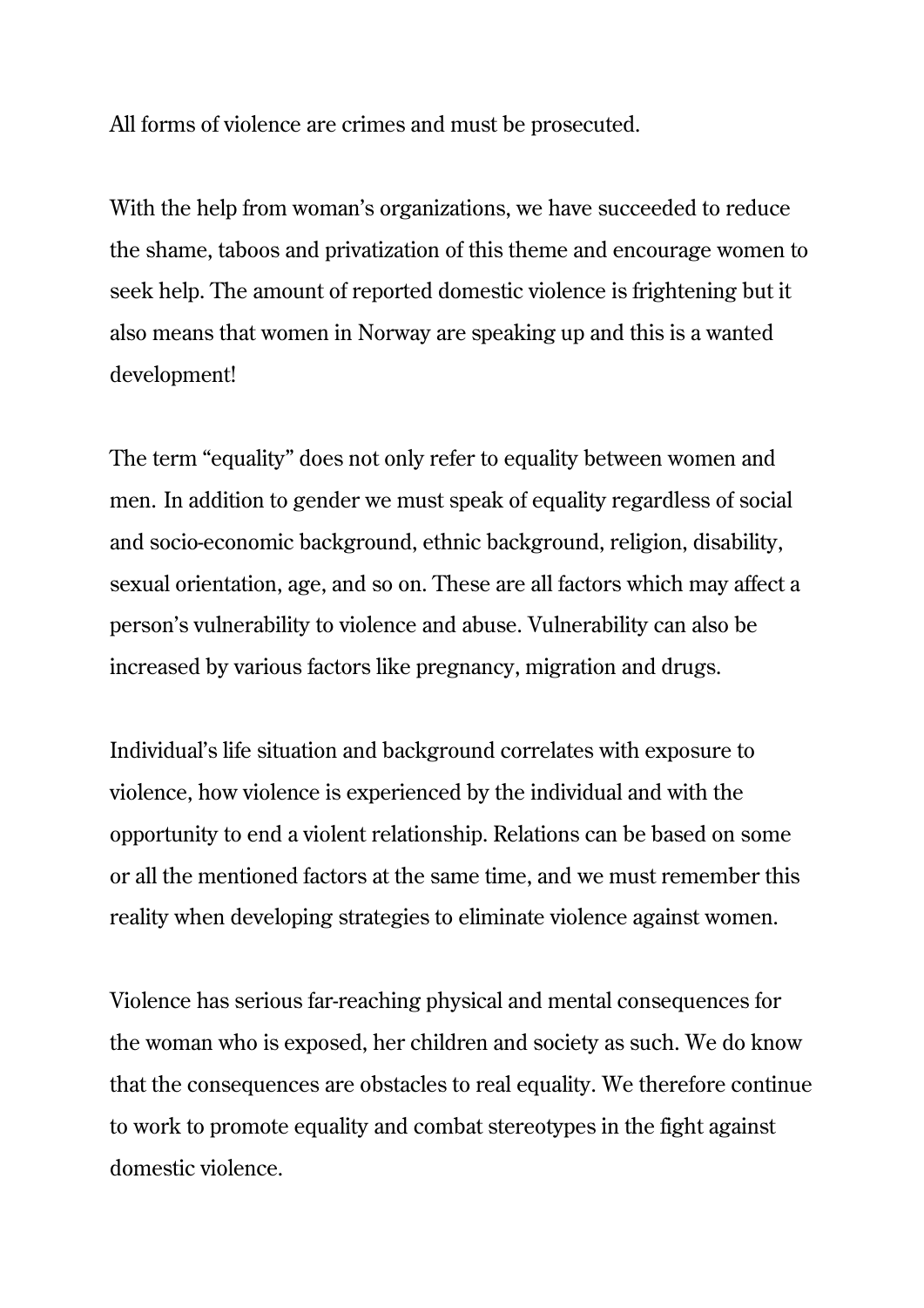All forms of violence are crimes and must be prosecuted.

With the help from woman's organizations, we have succeeded to reduce the shame, taboos and privatization of this theme and encourage women to seek help. The amount of reported domestic violence is frightening but it also means that women in Norway are speaking up and this is a wanted development!

The term "equality" does not only refer to equality between women and men. In addition to gender we must speak of equality regardless of social and socio-economic background, ethnic background, religion, disability, sexual orientation, age, and so on. These are all factors which may affect a person's vulnerability to violence and abuse. Vulnerability can also be increased by various factors like pregnancy, migration and drugs.

Individual's life situation and background correlates with exposure to violence, how violence is experienced by the individual and with the opportunity to end a violent relationship. Relations can be based on some or all the mentioned factors at the same time, and we must remember this reality when developing strategies to eliminate violence against women.

Violence has serious far-reaching physical and mental consequences for the woman who is exposed, her children and society as such. We do know that the consequences are obstacles to real equality. We therefore continue to work to promote equality and combat stereotypes in the fight against domestic violence.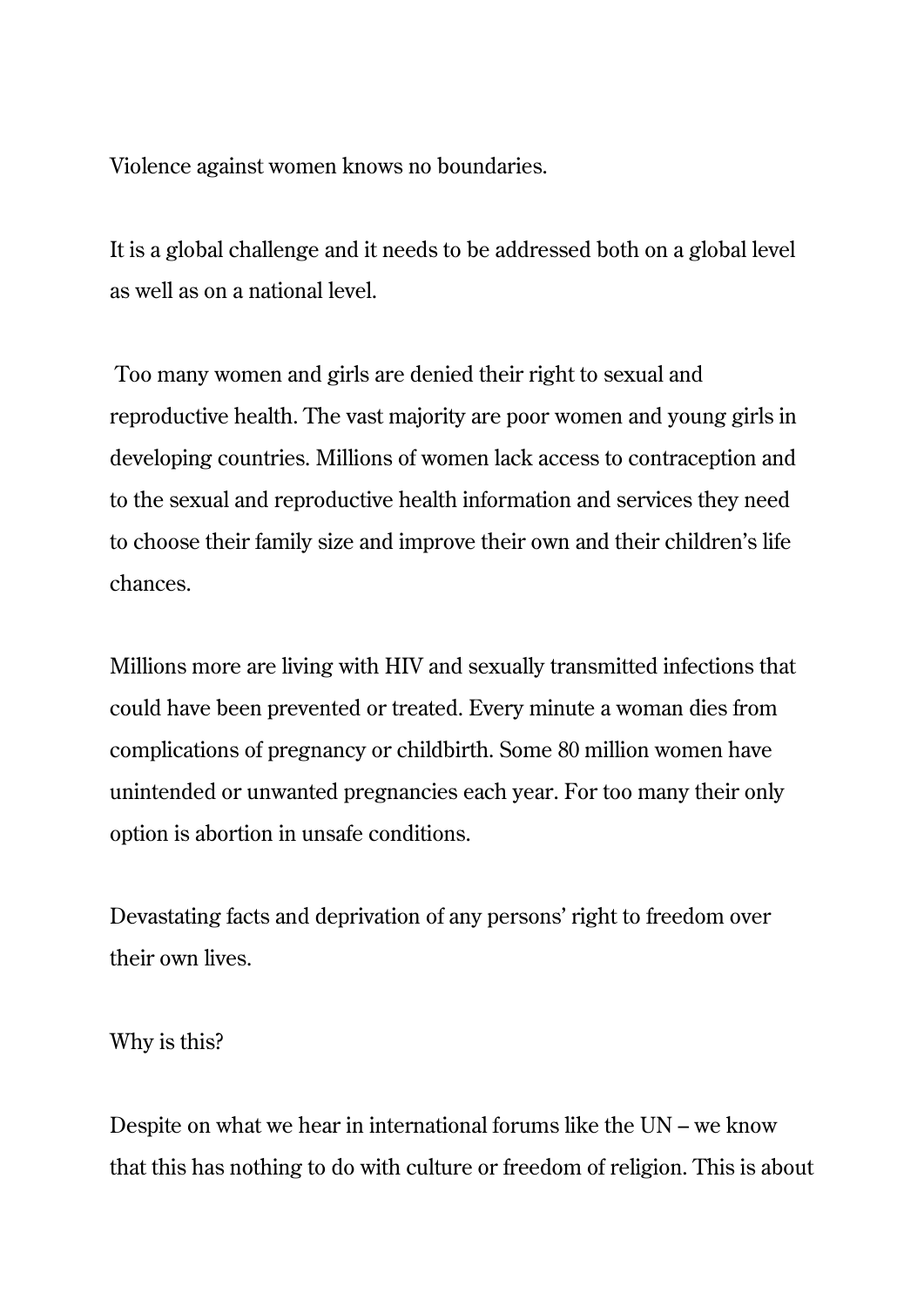Violence against women knows no boundaries.

It is a global challenge and it needs to be addressed both on a global level as well as on a national level.

Too many women and girls are denied their right to sexual and reproductive health. The vast majority are poor women and young girls in developing countries. Millions of women lack access to contraception and to the sexual and reproductive health information and services they need to choose their family size and improve their own and their children's life chances.

Millions more are living with HIV and sexually transmitted infections that could have been prevented or treated. Every minute a woman dies from complications of pregnancy or childbirth. Some 80 million women have unintended or unwanted pregnancies each year. For too many their only option is abortion in unsafe conditions.

Devastating facts and deprivation of any persons' right to freedom over their own lives.

Why is this?

Despite on what we hear in international forums like the UN – we know that this has nothing to do with culture or freedom of religion. This is about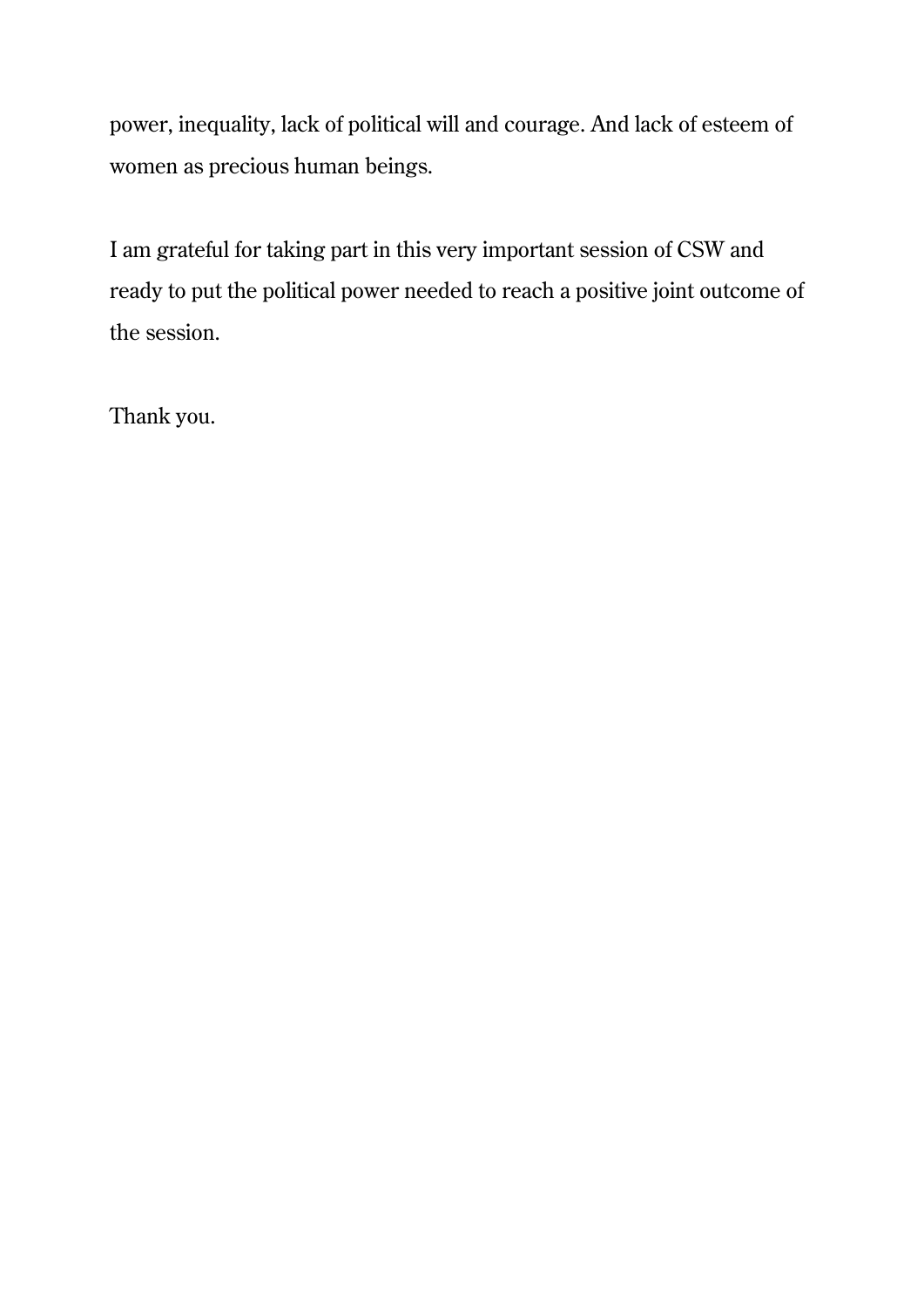power, inequality, lack of political will and courage. And lack of esteem of women as precious human beings.

I am grateful for taking part in this very important session of CSW and ready to put the political power needed to reach a positive joint outcome of the session.

Thank you.